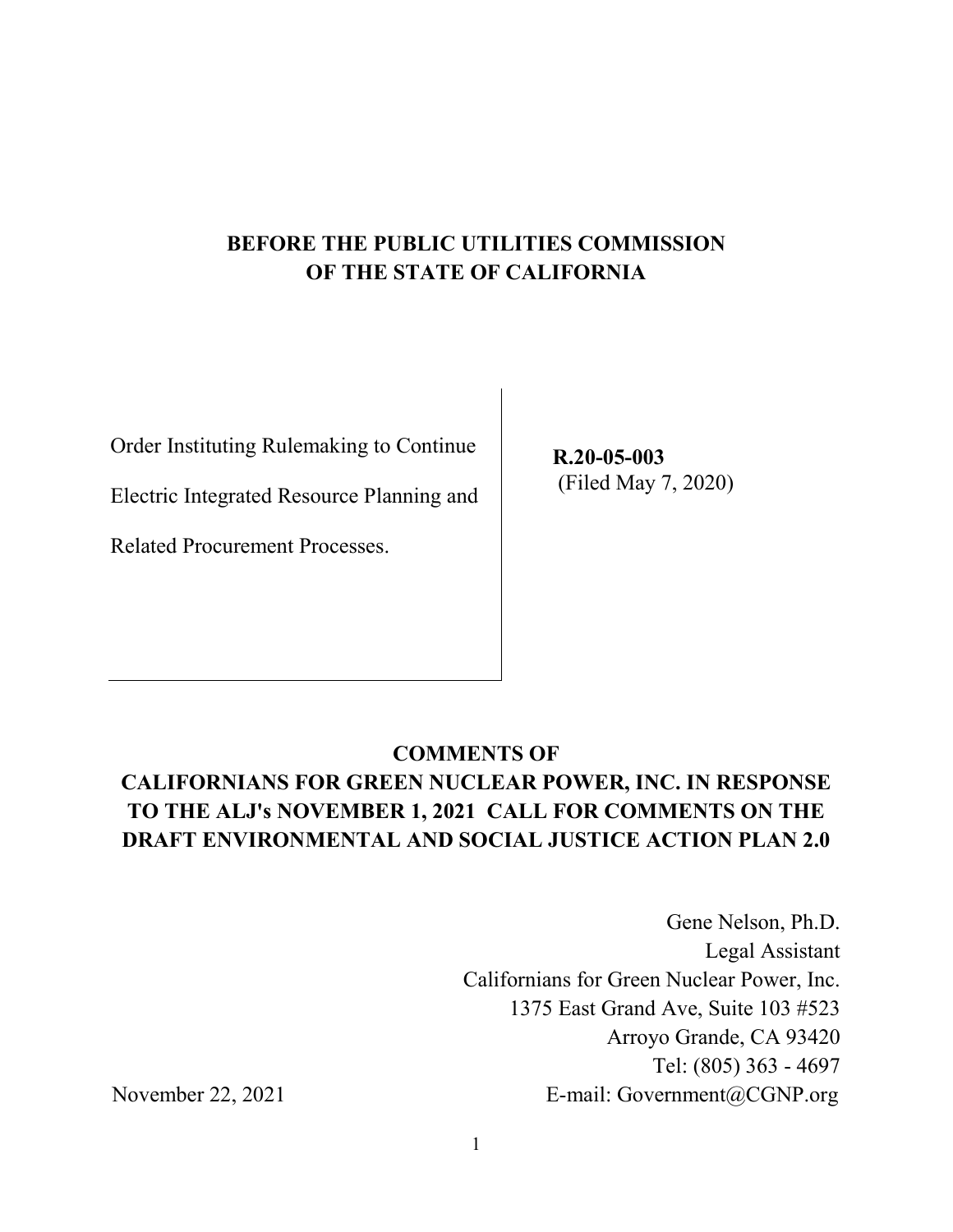**BEFORE THE PUBLIC UTILITIES COMMISSION**
**OF THE STATE OF CALIFORNIA**

| | |
|---|---|
| Order Instituting Rulemaking to Continue Electric Integrated Resource Planning and Related Procurement Processes. | **R.20-05-003** (Filed May 7, 2020) |

**COMMENTS OF**
**CALIFORNIANS FOR GREEN NUCLEAR POWER, INC. IN RESPONSE TO THE ALJ's NOVEMBER 1, 2021 CALL FOR COMMENTS ON THE DRAFT ENVIRONMENTAL AND SOCIAL JUSTICE ACTION PLAN 2.0**

Gene Nelson, Ph.D.
Legal Assistant
Californians for Green Nuclear Power, Inc.
1375 East Grand Ave, Suite 103 #523
Arroyo Grande, CA 93420
Tel: (805) 363 - 4697
E-mail: Government@CGNP.org

November 22, 2021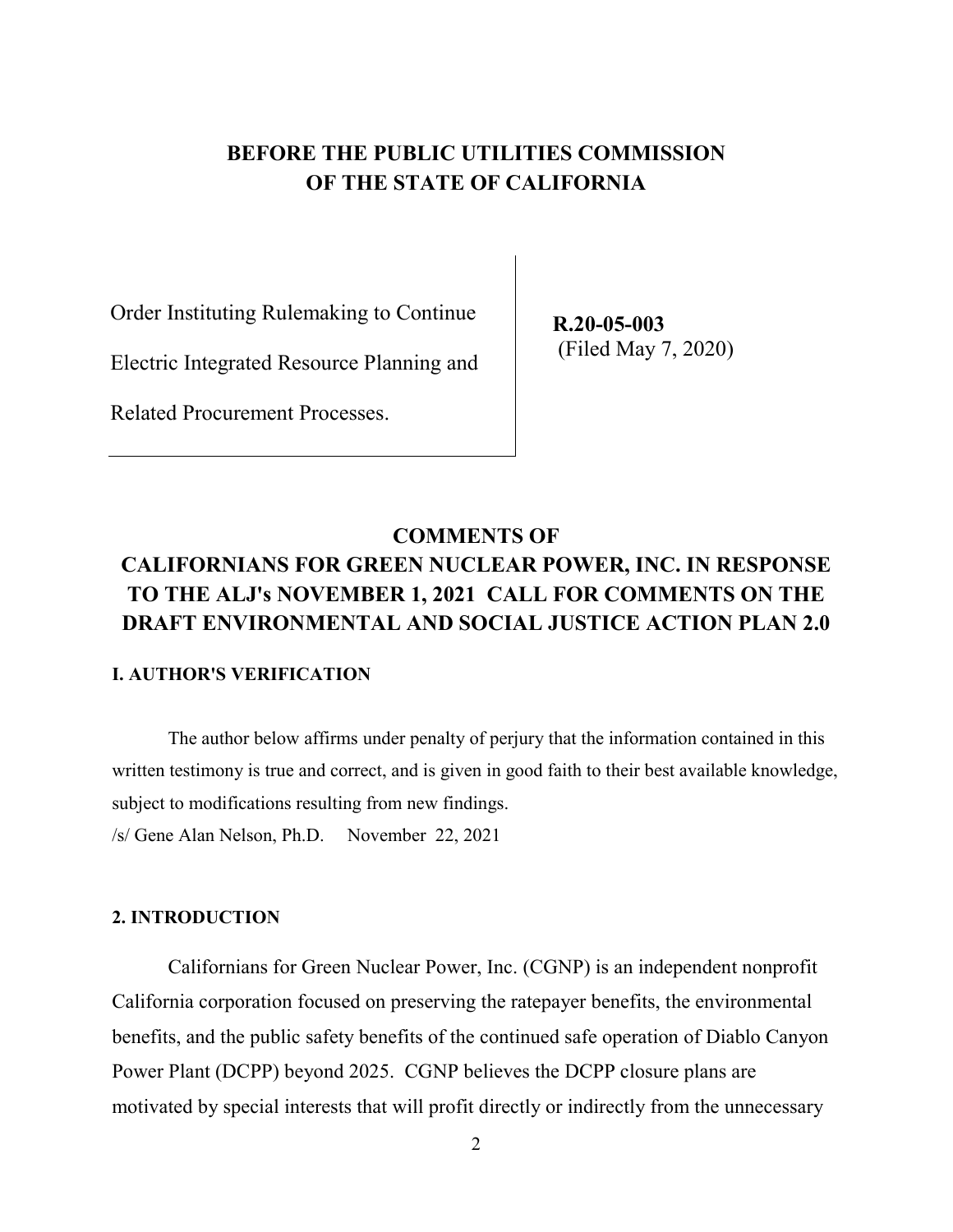# BEFORE THE PUBLIC UTILITIES COMMISSION OF THE STATE OF CALIFORNIA

| Order Instituting Rulemaking to Continue Electric Integrated Resource Planning and Related Procurement Processes. | **R.20-05-003** (Filed May 7, 2020) |
|---|---|

## COMMENTS OF CALIFORNIANS FOR GREEN NUCLEAR POWER, INC. IN RESPONSE TO THE ALJ's NOVEMBER 1, 2021 CALL FOR COMMENTS ON THE DRAFT ENVIRONMENTAL AND SOCIAL JUSTICE ACTION PLAN 2.0

### I. AUTHOR'S VERIFICATION

The author below affirms under penalty of perjury that the information contained in this written testimony is true and correct, and is given in good faith to their best available knowledge, subject to modifications resulting from new findings.

/s/ Gene Alan Nelson, Ph.D. November 22, 2021

### 2. INTRODUCTION

Californians for Green Nuclear Power, Inc. (CGNP) is an independent nonprofit California corporation focused on preserving the ratepayer benefits, the environmental benefits, and the public safety benefits of the continued safe operation of Diablo Canyon Power Plant (DCPP) beyond 2025. CGNP believes the DCPP closure plans are motivated by special interests that will profit directly or indirectly from the unnecessary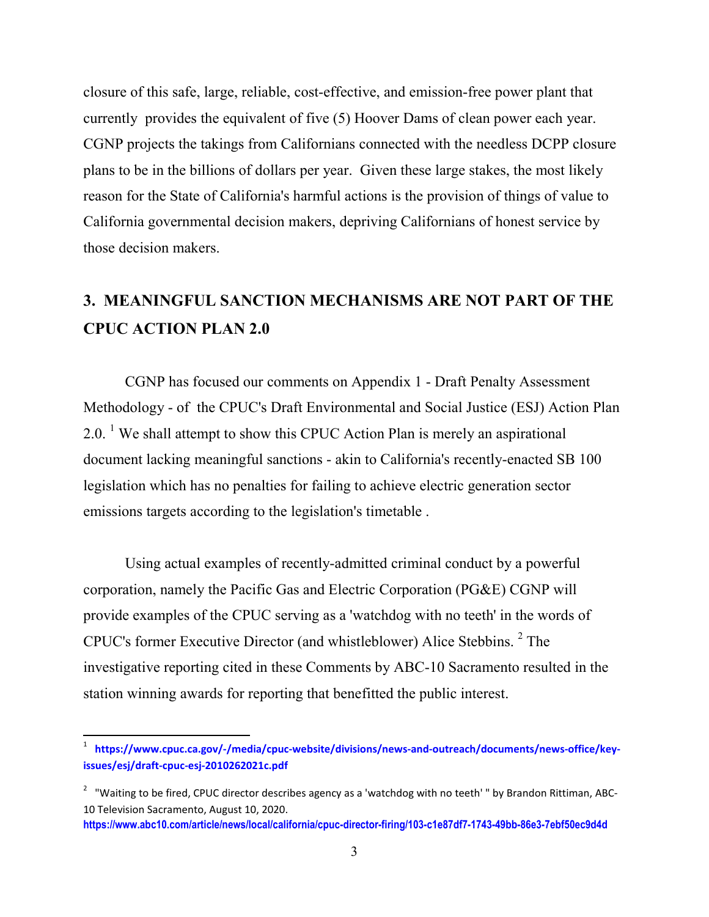closure of this safe, large, reliable, cost-effective, and emission-free power plant that currently provides the equivalent of five (5) Hoover Dams of clean power each year. CGNP projects the takings from Californians connected with the needless DCPP closure plans to be in the billions of dollars per year. Given these large stakes, the most likely reason for the State of California's harmful actions is the provision of things of value to California governmental decision makers, depriving Californians of honest service by those decision makers.

## 3. MEANINGFUL SANCTION MECHANISMS ARE NOT PART OF THE CPUC ACTION PLAN 2.0

CGNP has focused our comments on Appendix 1 - Draft Penalty Assessment Methodology - of the CPUC's Draft Environmental and Social Justice (ESJ) Action Plan 2.0. [1] We shall attempt to show this CPUC Action Plan is merely an aspirational document lacking meaningful sanctions - akin to California's recently-enacted SB 100 legislation which has no penalties for failing to achieve electric generation sector emissions targets according to the legislation's timetable .

Using actual examples of recently-admitted criminal conduct by a powerful corporation, namely the Pacific Gas and Electric Corporation (PG&E) CGNP will provide examples of the CPUC serving as a 'watchdog with no teeth' in the words of CPUC's former Executive Director (and whistleblower) Alice Stebbins. [2] The investigative reporting cited in these Comments by ABC-10 Sacramento resulted in the station winning awards for reporting that benefitted the public interest.

---

[1] **https://www.cpuc.ca.gov/-/media/cpuc-website/divisions/news-and-outreach/documents/news-office/key-issues/esj/draft-cpuc-esj-2010262021c.pdf**

[2] "Waiting to be fired, CPUC director describes agency as a 'watchdog with no teeth' " by Brandon Rittiman, ABC-10 Television Sacramento, August 10, 2020. **https://www.abc10.com/article/news/local/california/cpuc-director-firing/103-c1e87df7-1743-49bb-86e3-7ebf50ec9d4d**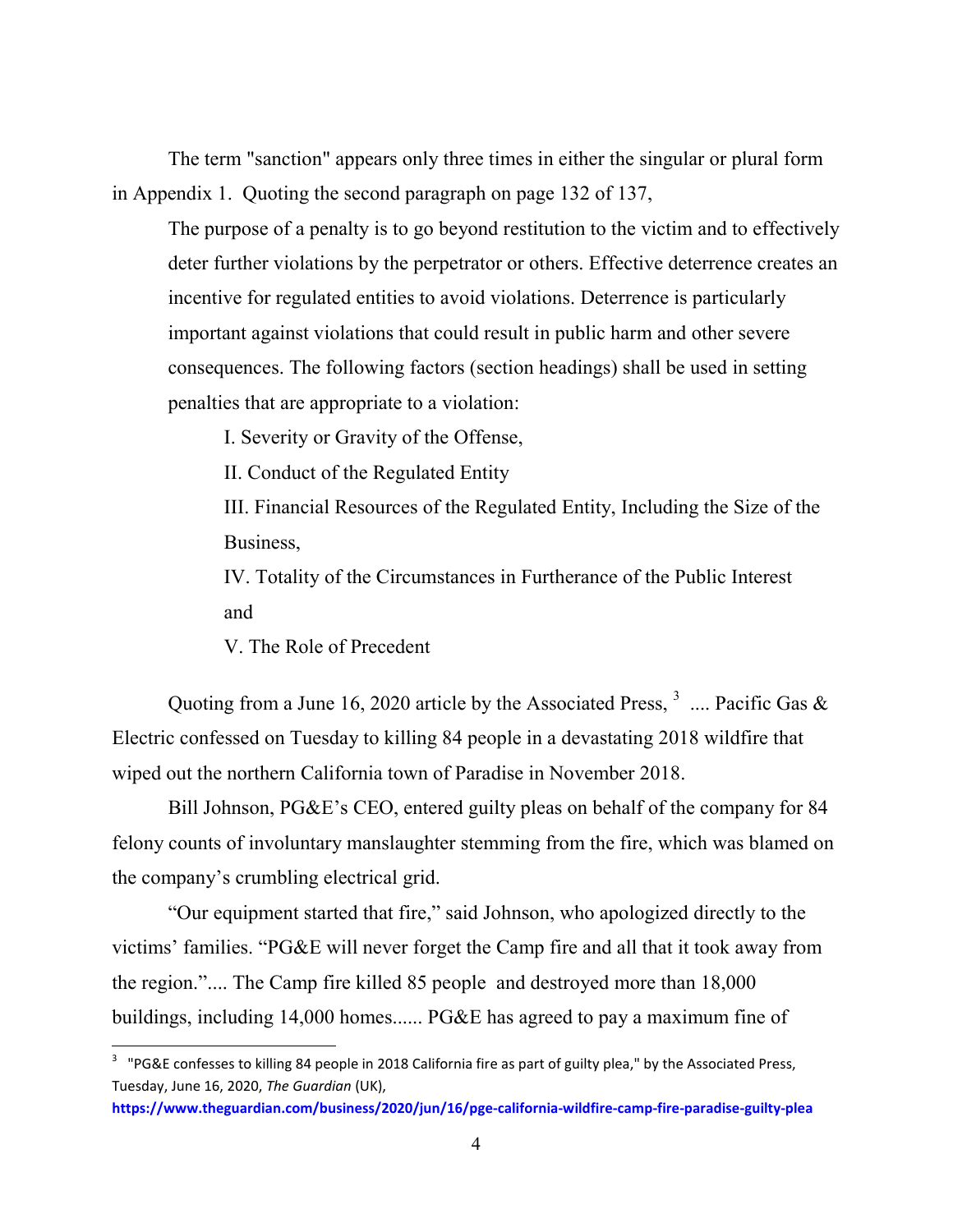The term "sanction" appears only three times in either the singular or plural form in Appendix 1. Quoting the second paragraph on page 132 of 137,

> The purpose of a penalty is to go beyond restitution to the victim and to effectively deter further violations by the perpetrator or others. Effective deterrence creates an incentive for regulated entities to avoid violations. Deterrence is particularly important against violations that could result in public harm and other severe consequences. The following factors (section headings) shall be used in setting penalties that are appropriate to a violation:
>
> I. Severity or Gravity of the Offense,
>
> II. Conduct of the Regulated Entity
>
> III. Financial Resources of the Regulated Entity, Including the Size of the Business,
>
> IV. Totality of the Circumstances in Furtherance of the Public Interest and
>
> V. The Role of Precedent

Quoting from a June 16, 2020 article by the Associated Press, [3] .... Pacific Gas & Electric confessed on Tuesday to killing 84 people in a devastating 2018 wildfire that wiped out the northern California town of Paradise in November 2018.

Bill Johnson, PG&E's CEO, entered guilty pleas on behalf of the company for 84 felony counts of involuntary manslaughter stemming from the fire, which was blamed on the company's crumbling electrical grid.

"Our equipment started that fire," said Johnson, who apologized directly to the victims' families. "PG&E will never forget the Camp fire and all that it took away from the region.".... The Camp fire killed 85 people and destroyed more than 18,000 buildings, including 14,000 homes...... PG&E has agreed to pay a maximum fine of

[3] "PG&E confesses to killing 84 people in 2018 California fire as part of guilty plea," by the Associated Press, Tuesday, June 16, 2020, *The Guardian* (UK), **https://www.theguardian.com/business/2020/jun/16/pge-california-wildfire-camp-fire-paradise-guilty-plea**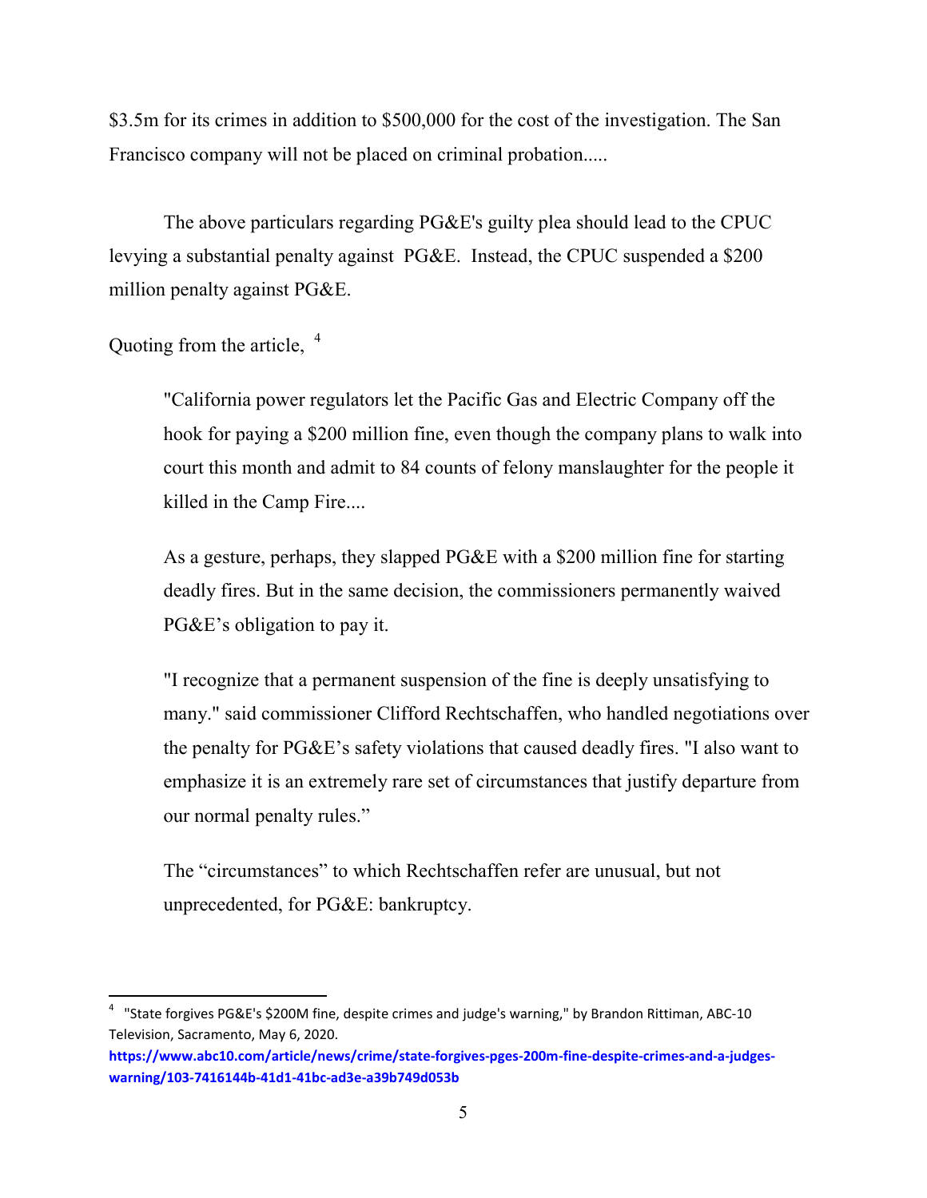$3.5m for its crimes in addition to $500,000 for the cost of the investigation. The San Francisco company will not be placed on criminal probation.....

The above particulars regarding PG&E's guilty plea should lead to the CPUC levying a substantial penalty against PG&E. Instead, the CPUC suspended a $200 million penalty against PG&E.

Quoting from the article, [4]

> "California power regulators let the Pacific Gas and Electric Company off the hook for paying a $200 million fine, even though the company plans to walk into court this month and admit to 84 counts of felony manslaughter for the people it killed in the Camp Fire....
>
> As a gesture, perhaps, they slapped PG&E with a $200 million fine for starting deadly fires. But in the same decision, the commissioners permanently waived PG&E's obligation to pay it.
>
> "I recognize that a permanent suspension of the fine is deeply unsatisfying to many." said commissioner Clifford Rechtschaffen, who handled negotiations over the penalty for PG&E's safety violations that caused deadly fires. "I also want to emphasize it is an extremely rare set of circumstances that justify departure from our normal penalty rules."
>
> The "circumstances" to which Rechtschaffen refer are unusual, but not unprecedented, for PG&E: bankruptcy.

---

[4] "State forgives PG&E's $200M fine, despite crimes and judge's warning," by Brandon Rittiman, ABC-10 Television, Sacramento, May 6, 2020. **https://www.abc10.com/article/news/crime/state-forgives-pges-200m-fine-despite-crimes-and-a-judges-warning/103-7416144b-41d1-41bc-ad3e-a39b749d053b**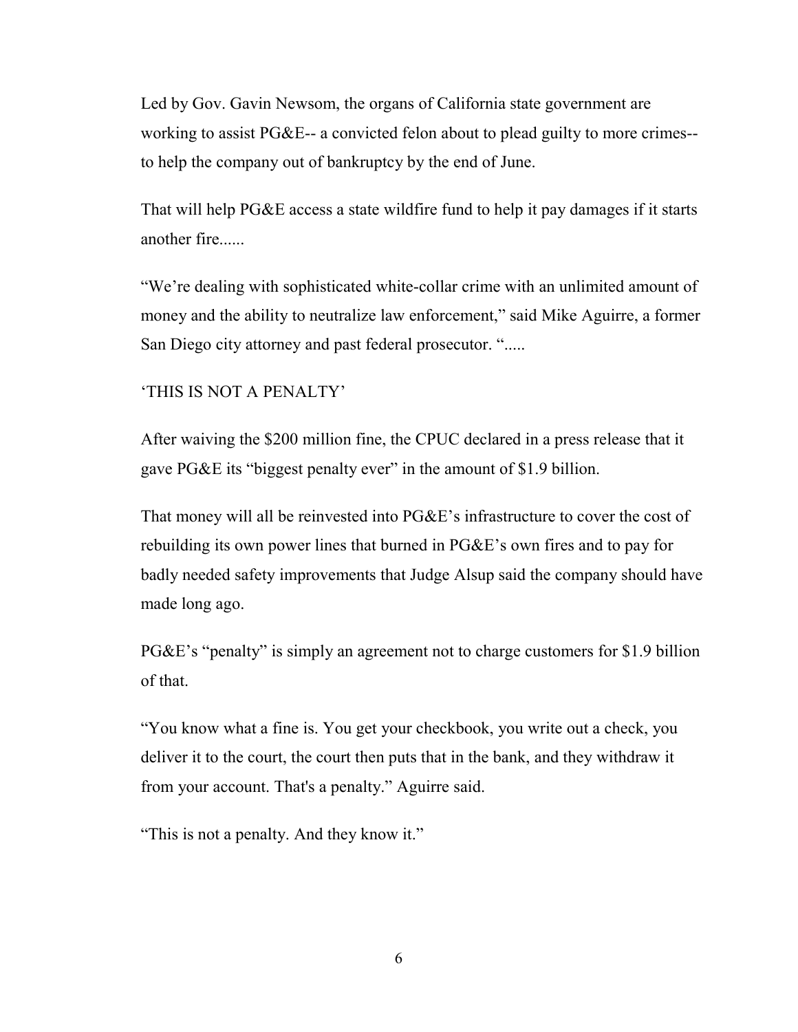Led by Gov. Gavin Newsom, the organs of California state government are working to assist PG&E-- a convicted felon about to plead guilty to more crimes-- to help the company out of bankruptcy by the end of June.

That will help PG&E access a state wildfire fund to help it pay damages if it starts another fire......

"We're dealing with sophisticated white-collar crime with an unlimited amount of money and the ability to neutralize law enforcement," said Mike Aguirre, a former San Diego city attorney and past federal prosecutor. ".....

'THIS IS NOT A PENALTY'

After waiving the $200 million fine, the CPUC declared in a press release that it gave PG&E its "biggest penalty ever" in the amount of $1.9 billion.

That money will all be reinvested into PG&E's infrastructure to cover the cost of rebuilding its own power lines that burned in PG&E's own fires and to pay for badly needed safety improvements that Judge Alsup said the company should have made long ago.

PG&E's "penalty" is simply an agreement not to charge customers for $1.9 billion of that.

"You know what a fine is. You get your checkbook, you write out a check, you deliver it to the court, the court then puts that in the bank, and they withdraw it from your account. That's a penalty." Aguirre said.

"This is not a penalty. And they know it."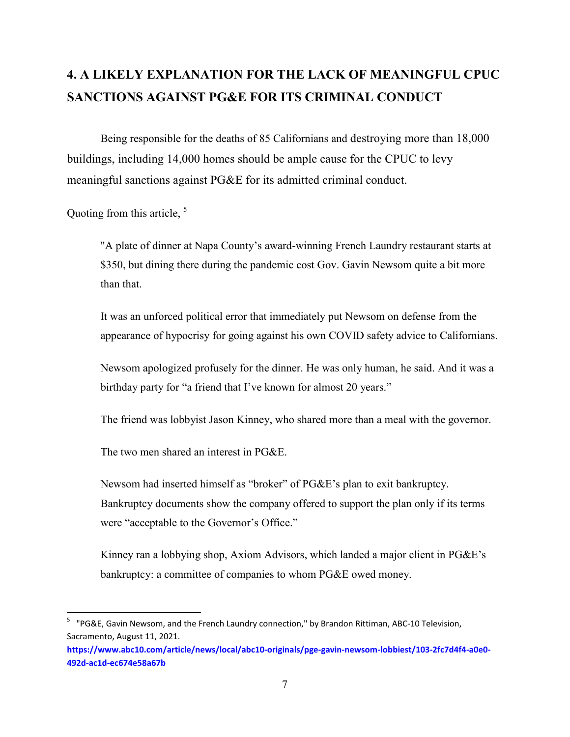## 4. A LIKELY EXPLANATION FOR THE LACK OF MEANINGFUL CPUC SANCTIONS AGAINST PG&E FOR ITS CRIMINAL CONDUCT

Being responsible for the deaths of 85 Californians and destroying more than 18,000 buildings, including 14,000 homes should be ample cause for the CPUC to levy meaningful sanctions against PG&E for its admitted criminal conduct.

Quoting from this article, [5]

> "A plate of dinner at Napa County's award-winning French Laundry restaurant starts at $350, but dining there during the pandemic cost Gov. Gavin Newsom quite a bit more than that.
>
> It was an unforced political error that immediately put Newsom on defense from the appearance of hypocrisy for going against his own COVID safety advice to Californians.
>
> Newsom apologized profusely for the dinner. He was only human, he said. And it was a birthday party for "a friend that I've known for almost 20 years."
>
> The friend was lobbyist Jason Kinney, who shared more than a meal with the governor.
>
> The two men shared an interest in PG&E.
>
> Newsom had inserted himself as "broker" of PG&E's plan to exit bankruptcy. Bankruptcy documents show the company offered to support the plan only if its terms were "acceptable to the Governor's Office."
>
> Kinney ran a lobbying shop, Axiom Advisors, which landed a major client in PG&E's bankruptcy: a committee of companies to whom PG&E owed money.

[5] "PG&E, Gavin Newsom, and the French Laundry connection," by Brandon Rittiman, ABC-10 Television, Sacramento, August 11, 2021. **https://www.abc10.com/article/news/local/abc10-originals/pge-gavin-newsom-lobbiest/103-2fc7d4f4-a0e0-492d-ac1d-ec674e58a67b**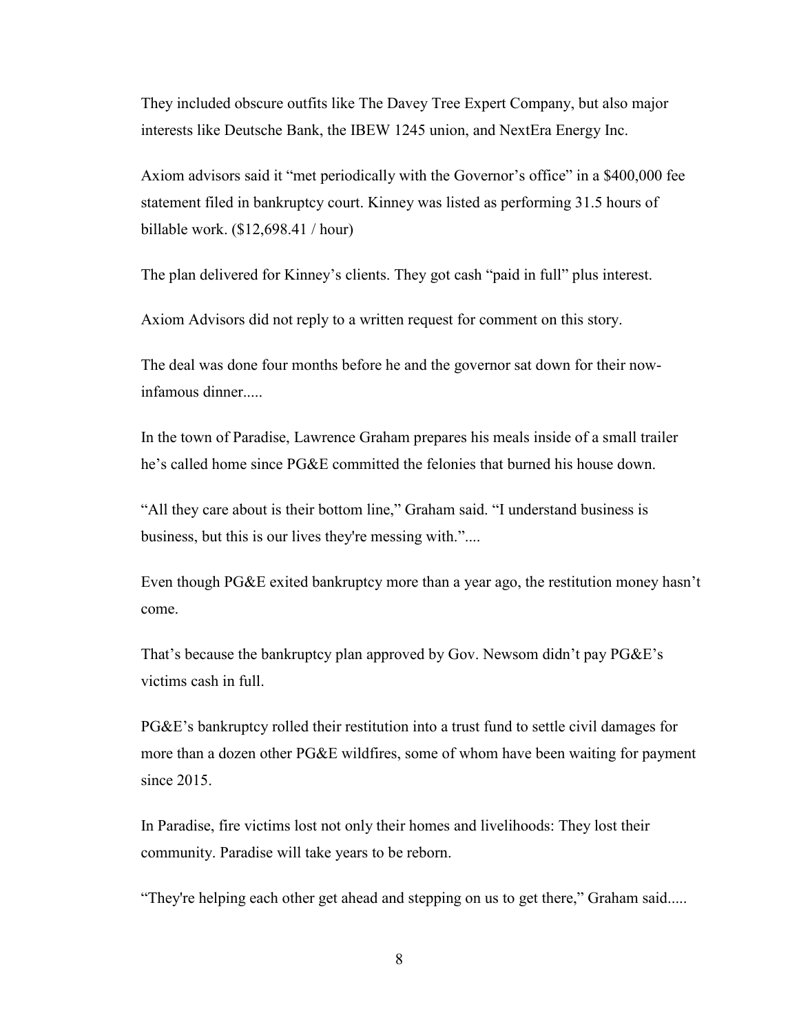They included obscure outfits like The Davey Tree Expert Company, but also major interests like Deutsche Bank, the IBEW 1245 union, and NextEra Energy Inc.

Axiom advisors said it "met periodically with the Governor's office" in a $400,000 fee statement filed in bankruptcy court. Kinney was listed as performing 31.5 hours of billable work. ($12,698.41 / hour)

The plan delivered for Kinney's clients. They got cash "paid in full" plus interest.

Axiom Advisors did not reply to a written request for comment on this story.

The deal was done four months before he and the governor sat down for their now-infamous dinner.....

In the town of Paradise, Lawrence Graham prepares his meals inside of a small trailer he's called home since PG&E committed the felonies that burned his house down.

"All they care about is their bottom line," Graham said. "I understand business is business, but this is our lives they're messing with."....

Even though PG&E exited bankruptcy more than a year ago, the restitution money hasn't come.

That's because the bankruptcy plan approved by Gov. Newsom didn't pay PG&E's victims cash in full.

PG&E's bankruptcy rolled their restitution into a trust fund to settle civil damages for more than a dozen other PG&E wildfires, some of whom have been waiting for payment since 2015.

In Paradise, fire victims lost not only their homes and livelihoods: They lost their community. Paradise will take years to be reborn.

"They're helping each other get ahead and stepping on us to get there," Graham said.....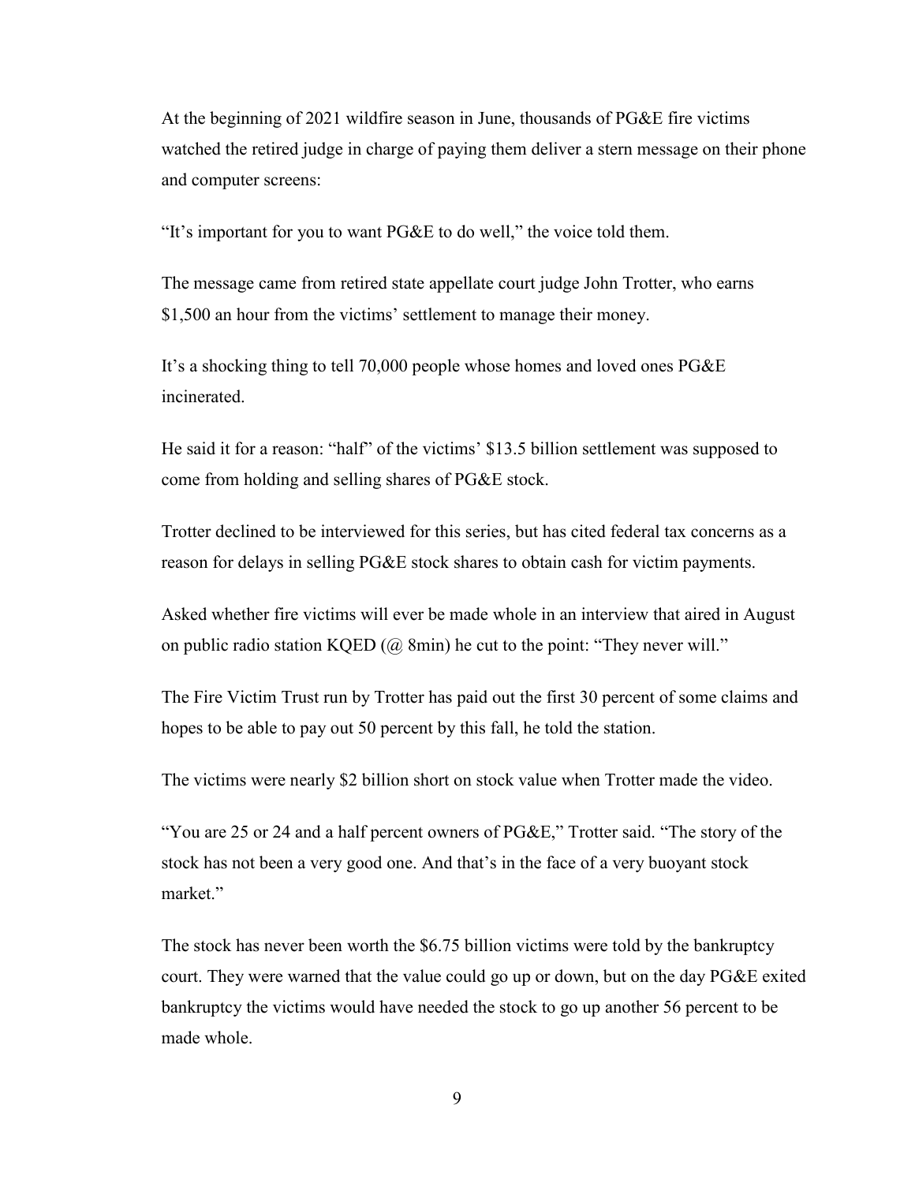At the beginning of 2021 wildfire season in June, thousands of PG&E fire victims watched the retired judge in charge of paying them deliver a stern message on their phone and computer screens:

"It's important for you to want PG&E to do well," the voice told them.

The message came from retired state appellate court judge John Trotter, who earns $1,500 an hour from the victims' settlement to manage their money.

It's a shocking thing to tell 70,000 people whose homes and loved ones PG&E incinerated.

He said it for a reason: "half" of the victims' $13.5 billion settlement was supposed to come from holding and selling shares of PG&E stock.

Trotter declined to be interviewed for this series, but has cited federal tax concerns as a reason for delays in selling PG&E stock shares to obtain cash for victim payments.

Asked whether fire victims will ever be made whole in an interview that aired in August on public radio station KQED (@ 8min) he cut to the point: "They never will."

The Fire Victim Trust run by Trotter has paid out the first 30 percent of some claims and hopes to be able to pay out 50 percent by this fall, he told the station.

The victims were nearly $2 billion short on stock value when Trotter made the video.

"You are 25 or 24 and a half percent owners of PG&E," Trotter said. "The story of the stock has not been a very good one. And that's in the face of a very buoyant stock market."

The stock has never been worth the $6.75 billion victims were told by the bankruptcy court. They were warned that the value could go up or down, but on the day PG&E exited bankruptcy the victims would have needed the stock to go up another 56 percent to be made whole.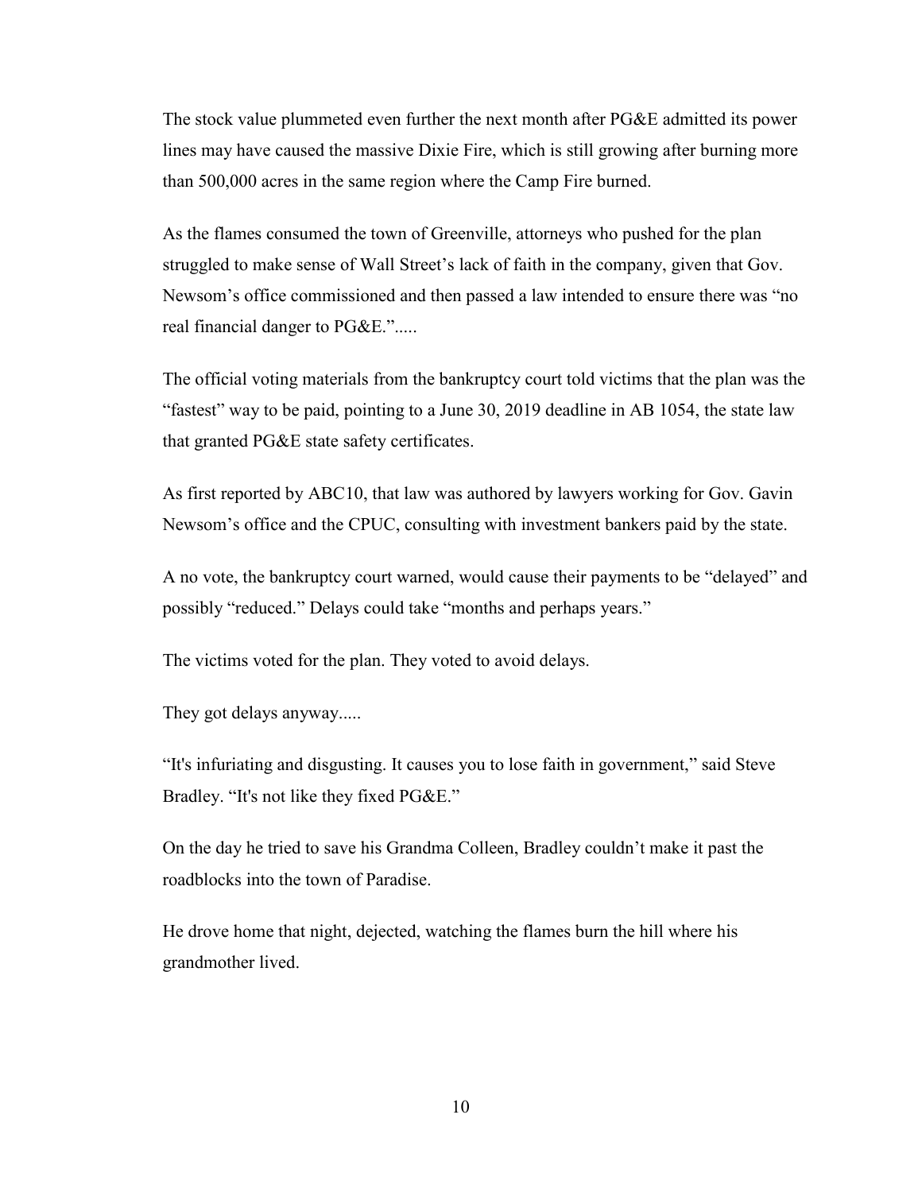The stock value plummeted even further the next month after PG&E admitted its power lines may have caused the massive Dixie Fire, which is still growing after burning more than 500,000 acres in the same region where the Camp Fire burned.

As the flames consumed the town of Greenville, attorneys who pushed for the plan struggled to make sense of Wall Street's lack of faith in the company, given that Gov. Newsom's office commissioned and then passed a law intended to ensure there was "no real financial danger to PG&E.".....

The official voting materials from the bankruptcy court told victims that the plan was the "fastest" way to be paid, pointing to a June 30, 2019 deadline in AB 1054, the state law that granted PG&E state safety certificates.

As first reported by ABC10, that law was authored by lawyers working for Gov. Gavin Newsom's office and the CPUC, consulting with investment bankers paid by the state.

A no vote, the bankruptcy court warned, would cause their payments to be "delayed" and possibly "reduced." Delays could take "months and perhaps years."

The victims voted for the plan. They voted to avoid delays.

They got delays anyway.....

"It's infuriating and disgusting. It causes you to lose faith in government," said Steve Bradley. "It's not like they fixed PG&E."

On the day he tried to save his Grandma Colleen, Bradley couldn't make it past the roadblocks into the town of Paradise.

He drove home that night, dejected, watching the flames burn the hill where his grandmother lived.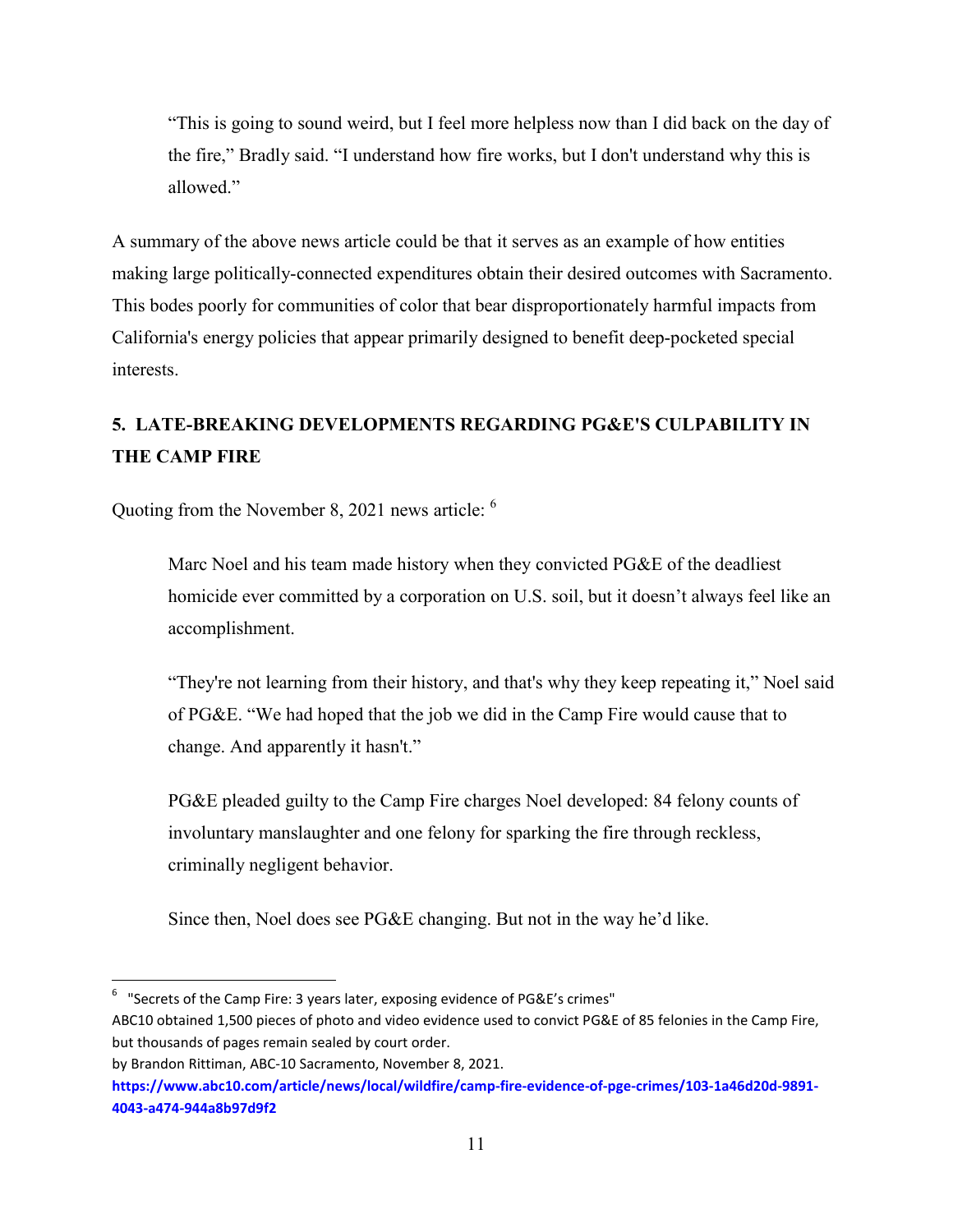> "This is going to sound weird, but I feel more helpless now than I did back on the day of the fire," Bradly said. "I understand how fire works, but I don't understand why this is allowed."

A summary of the above news article could be that it serves as an example of how entities making large politically-connected expenditures obtain their desired outcomes with Sacramento. This bodes poorly for communities of color that bear disproportionately harmful impacts from California's energy policies that appear primarily designed to benefit deep-pocketed special interests.

## 5. LATE-BREAKING DEVELOPMENTS REGARDING PG&E'S CULPABILITY IN THE CAMP FIRE

Quoting from the November 8, 2021 news article: [6]

> Marc Noel and his team made history when they convicted PG&E of the deadliest homicide ever committed by a corporation on U.S. soil, but it doesn't always feel like an accomplishment.
>
> "They're not learning from their history, and that's why they keep repeating it," Noel said of PG&E. "We had hoped that the job we did in the Camp Fire would cause that to change. And apparently it hasn't."
>
> PG&E pleaded guilty to the Camp Fire charges Noel developed: 84 felony counts of involuntary manslaughter and one felony for sparking the fire through reckless, criminally negligent behavior.
>
> Since then, Noel does see PG&E changing. But not in the way he'd like.

---

[6] "Secrets of the Camp Fire: 3 years later, exposing evidence of PG&E's crimes"
ABC10 obtained 1,500 pieces of photo and video evidence used to convict PG&E of 85 felonies in the Camp Fire, but thousands of pages remain sealed by court order.
by Brandon Rittiman, ABC-10 Sacramento, November 8, 2021.
**https://www.abc10.com/article/news/local/wildfire/camp-fire-evidence-of-pge-crimes/103-1a46d20d-9891-4043-a474-944a8b97d9f2**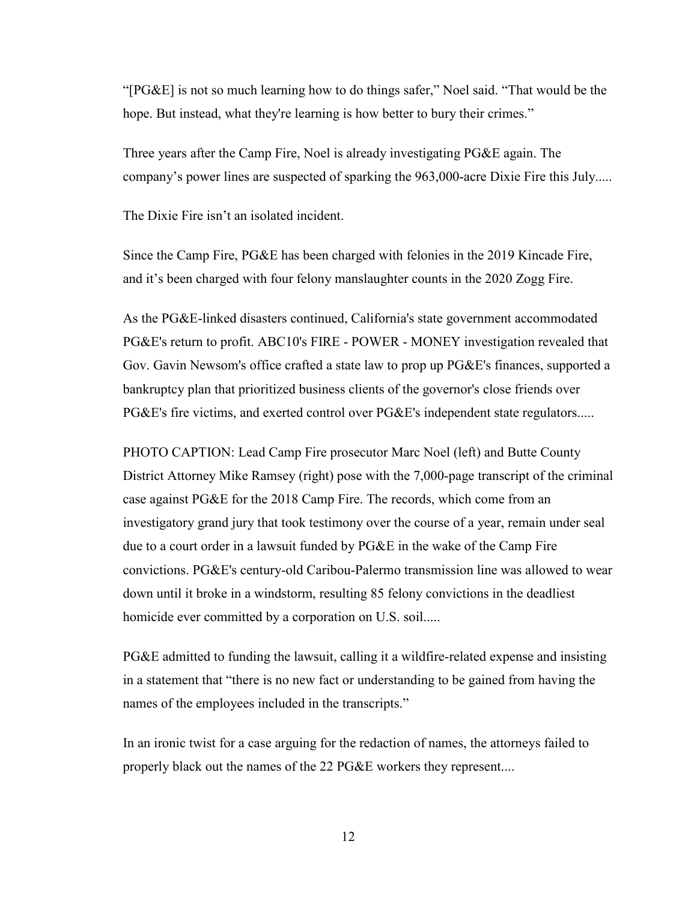"[PG&E] is not so much learning how to do things safer," Noel said. "That would be the hope. But instead, what they're learning is how better to bury their crimes."

Three years after the Camp Fire, Noel is already investigating PG&E again. The company's power lines are suspected of sparking the 963,000-acre Dixie Fire this July.....

The Dixie Fire isn't an isolated incident.

Since the Camp Fire, PG&E has been charged with felonies in the 2019 Kincade Fire, and it's been charged with four felony manslaughter counts in the 2020 Zogg Fire.

As the PG&E-linked disasters continued, California's state government accommodated PG&E's return to profit. ABC10's FIRE - POWER - MONEY investigation revealed that Gov. Gavin Newsom's office crafted a state law to prop up PG&E's finances, supported a bankruptcy plan that prioritized business clients of the governor's close friends over PG&E's fire victims, and exerted control over PG&E's independent state regulators.....

PHOTO CAPTION: Lead Camp Fire prosecutor Marc Noel (left) and Butte County District Attorney Mike Ramsey (right) pose with the 7,000-page transcript of the criminal case against PG&E for the 2018 Camp Fire. The records, which come from an investigatory grand jury that took testimony over the course of a year, remain under seal due to a court order in a lawsuit funded by PG&E in the wake of the Camp Fire convictions. PG&E's century-old Caribou-Palermo transmission line was allowed to wear down until it broke in a windstorm, resulting 85 felony convictions in the deadliest homicide ever committed by a corporation on U.S. soil.....

PG&E admitted to funding the lawsuit, calling it a wildfire-related expense and insisting in a statement that "there is no new fact or understanding to be gained from having the names of the employees included in the transcripts."

In an ironic twist for a case arguing for the redaction of names, the attorneys failed to properly black out the names of the 22 PG&E workers they represent....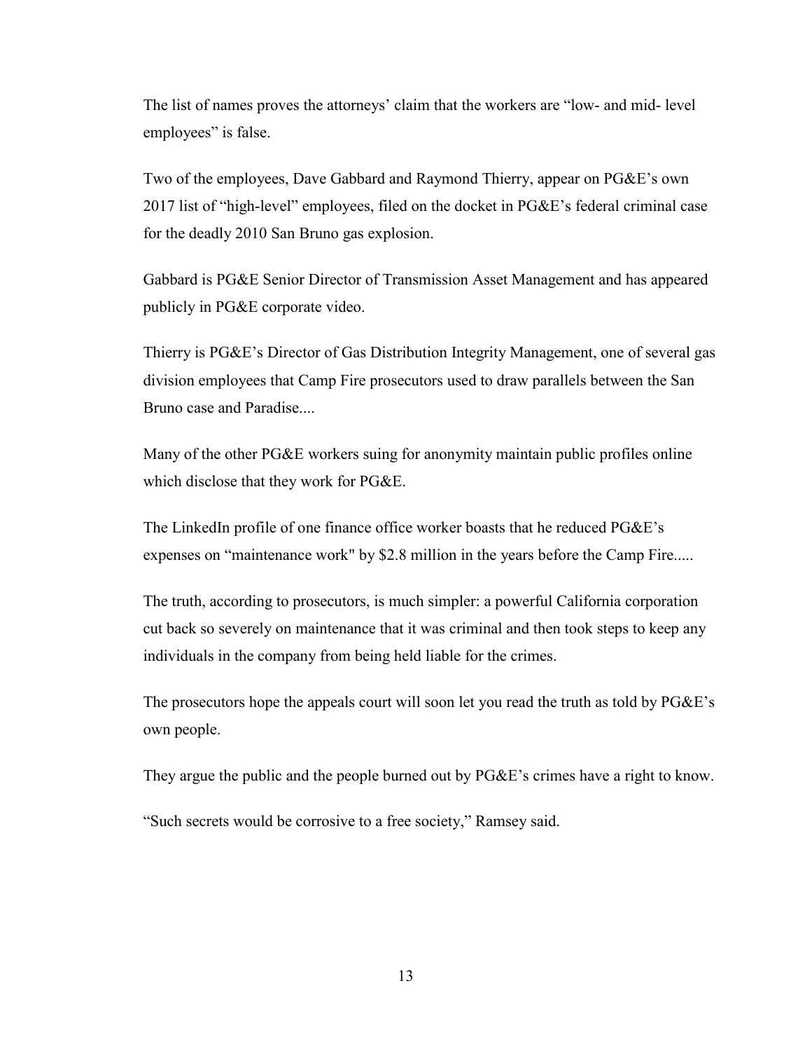The list of names proves the attorneys' claim that the workers are "low- and mid- level employees" is false.

Two of the employees, Dave Gabbard and Raymond Thierry, appear on PG&E's own 2017 list of "high-level" employees, filed on the docket in PG&E's federal criminal case for the deadly 2010 San Bruno gas explosion.

Gabbard is PG&E Senior Director of Transmission Asset Management and has appeared publicly in PG&E corporate video.

Thierry is PG&E's Director of Gas Distribution Integrity Management, one of several gas division employees that Camp Fire prosecutors used to draw parallels between the San Bruno case and Paradise....

Many of the other PG&E workers suing for anonymity maintain public profiles online which disclose that they work for PG&E.

The LinkedIn profile of one finance office worker boasts that he reduced PG&E's expenses on "maintenance work" by $2.8 million in the years before the Camp Fire.....

The truth, according to prosecutors, is much simpler: a powerful California corporation cut back so severely on maintenance that it was criminal and then took steps to keep any individuals in the company from being held liable for the crimes.

The prosecutors hope the appeals court will soon let you read the truth as told by PG&E's own people.

They argue the public and the people burned out by PG&E's crimes have a right to know.

"Such secrets would be corrosive to a free society," Ramsey said.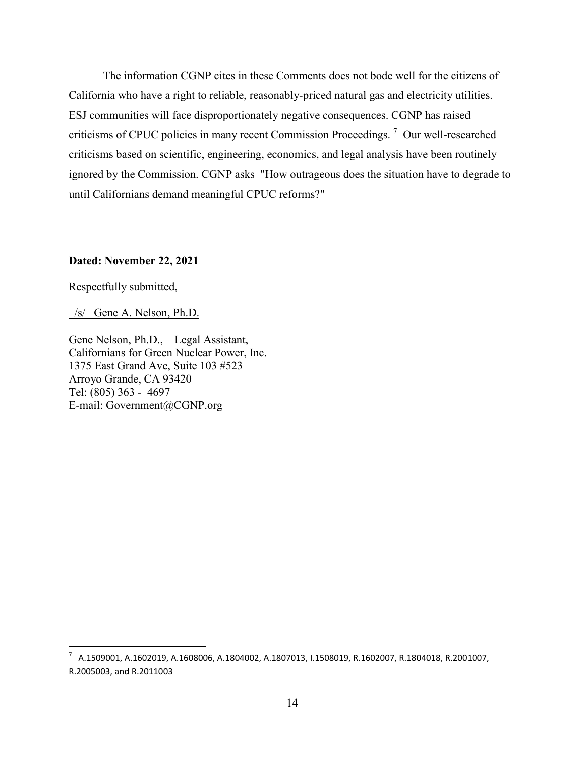The information CGNP cites in these Comments does not bode well for the citizens of California who have a right to reliable, reasonably-priced natural gas and electricity utilities. ESJ communities will face disproportionately negative consequences. CGNP has raised criticisms of CPUC policies in many recent Commission Proceedings. [7] Our well-researched criticisms based on scientific, engineering, economics, and legal analysis have been routinely ignored by the Commission. CGNP asks "How outrageous does the situation have to degrade to until Californians demand meaningful CPUC reforms?"

**Dated: November 22, 2021**

Respectfully submitted,

/s/ Gene A. Nelson, Ph.D.

Gene Nelson, Ph.D., Legal Assistant,
Californians for Green Nuclear Power, Inc.
1375 East Grand Ave, Suite 103 #523
Arroyo Grande, CA 93420
Tel: (805) 363 - 4697
E-mail: Government@CGNP.org

---

[7] A.1509001, A.1602019, A.1608006, A.1804002, A.1807013, I.1508019, R.1602007, R.1804018, R.2001007, R.2005003, and R.2011003